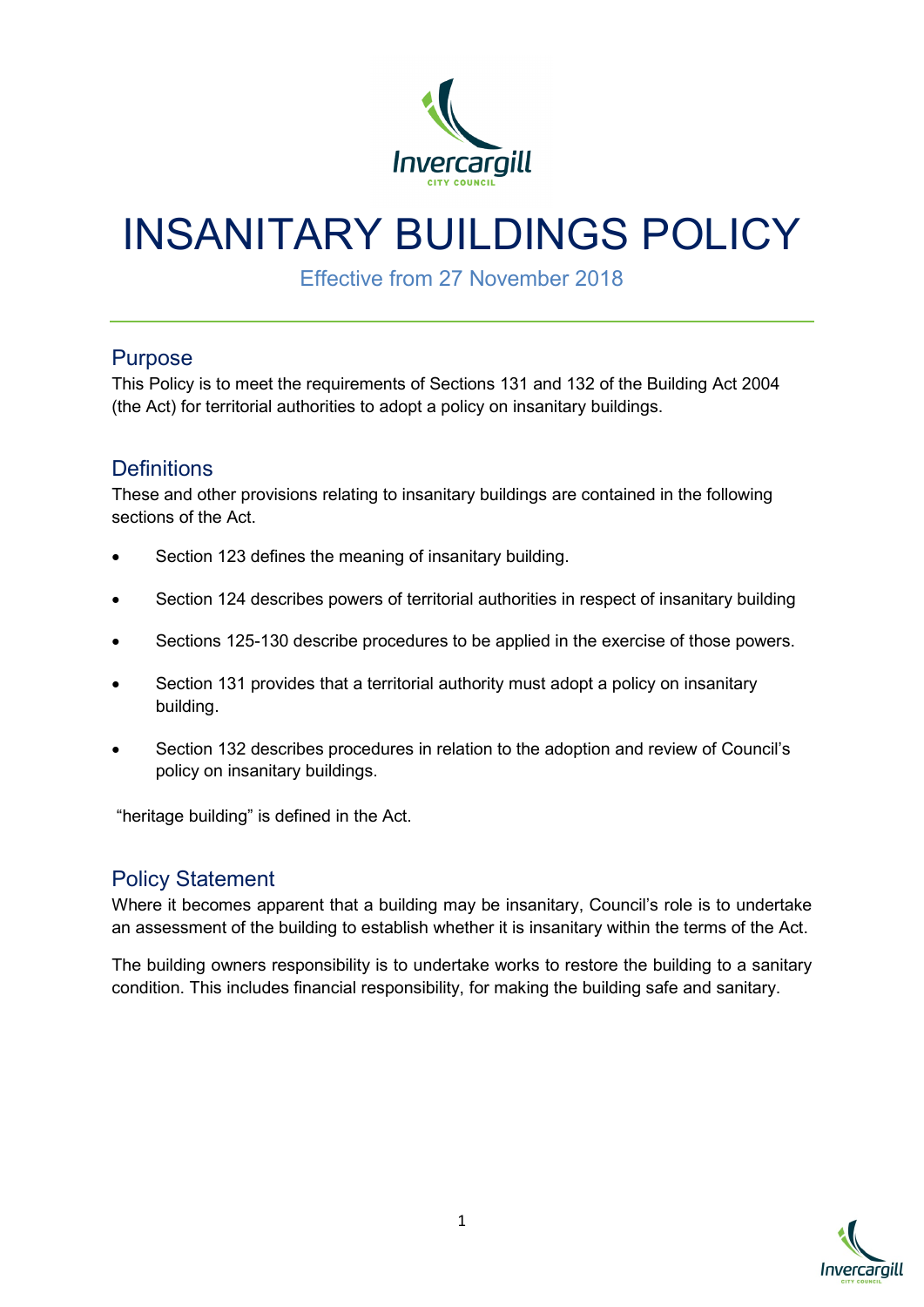# INSANITARY BUILDINGS POLICY

Effective from 27 November 2018

## Purpose

This Policy is to meet the requirements of Sections 131 and 132 of the Building Act 2004 (the Act) for territorial authorities to adopt a policy on insanitary buildings.

## Definitions

These and other provisions relating to insanitary buildings are contained in the following sections of the Act.

- Section 123 defines the meaning of insanitary building.
- Section 124 describes powers of territorial authorities in respect of insanitary building
- Sections 125-130 describe procedures to be applied in the exercise of those powers.
- Section 131 provides that a territorial authority must adopt a policy on insanitary building.
- Section 132 describes procedures in relation to the adoption and review of Council's policy on insanitary buildings.

"heritage building" is defined in the Act.

## Policy Statement

Where it becomes apparent that a building may be insanitary, Council's role is to undertake an assessment of the building to establish whether it is insanitary within the terms of the Act.

The building owners responsibility is to undertake works to restore the building to a sanitary condition. This includes financial responsibility, for making the building safe and sanitary.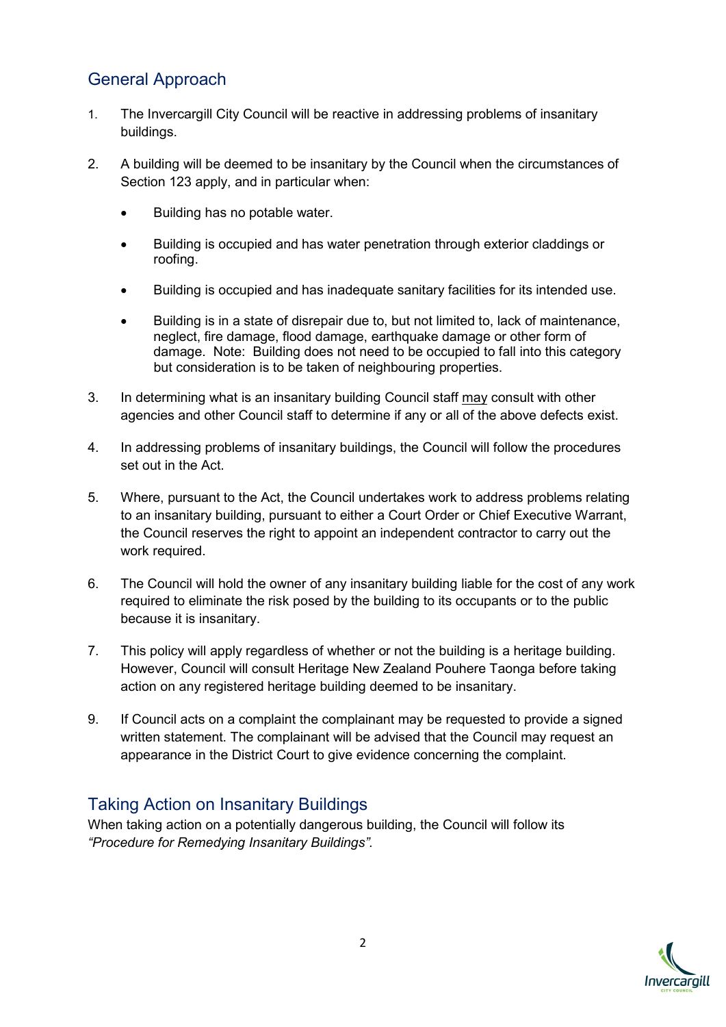## General Approach

1. The Invercargill City Council will be reactive in addressing problems of insanitary buildings.
2. A building will be deemed to be insanitary by the Council when the circumstances of Section 123 apply, and in particular when:
   - Building has no potable water.
   - Building is occupied and has water penetration through exterior claddings or roofing.
   - Building is occupied and has inadequate sanitary facilities for its intended use.
   - Building is in a state of disrepair due to, but not limited to, lack of maintenance, neglect, fire damage, flood damage, earthquake damage or other form of damage. Note: Building does not need to be occupied to fall into this category but consideration is to be taken of neighbouring properties.
3. In determining what is an insanitary building Council staff <u>may</u> consult with other agencies and other Council staff to determine if any or all of the above defects exist.
4. In addressing problems of insanitary buildings, the Council will follow the procedures set out in the Act.
5. Where, pursuant to the Act, the Council undertakes work to address problems relating to an insanitary building, pursuant to either a Court Order or Chief Executive Warrant, the Council reserves the right to appoint an independent contractor to carry out the work required.
6. The Council will hold the owner of any insanitary building liable for the cost of any work required to eliminate the risk posed by the building to its occupants or to the public because it is insanitary.
7. This policy will apply regardless of whether or not the building is a heritage building. However, Council will consult Heritage New Zealand Pouhere Taonga before taking action on any registered heritage building deemed to be insanitary.

9. If Council acts on a complaint the complainant may be requested to provide a signed written statement. The complainant will be advised that the Council may request an appearance in the District Court to give evidence concerning the complaint.

## Taking Action on Insanitary Buildings

When taking action on a potentially dangerous building, the Council will follow its *"Procedure for Remedying Insanitary Buildings"*.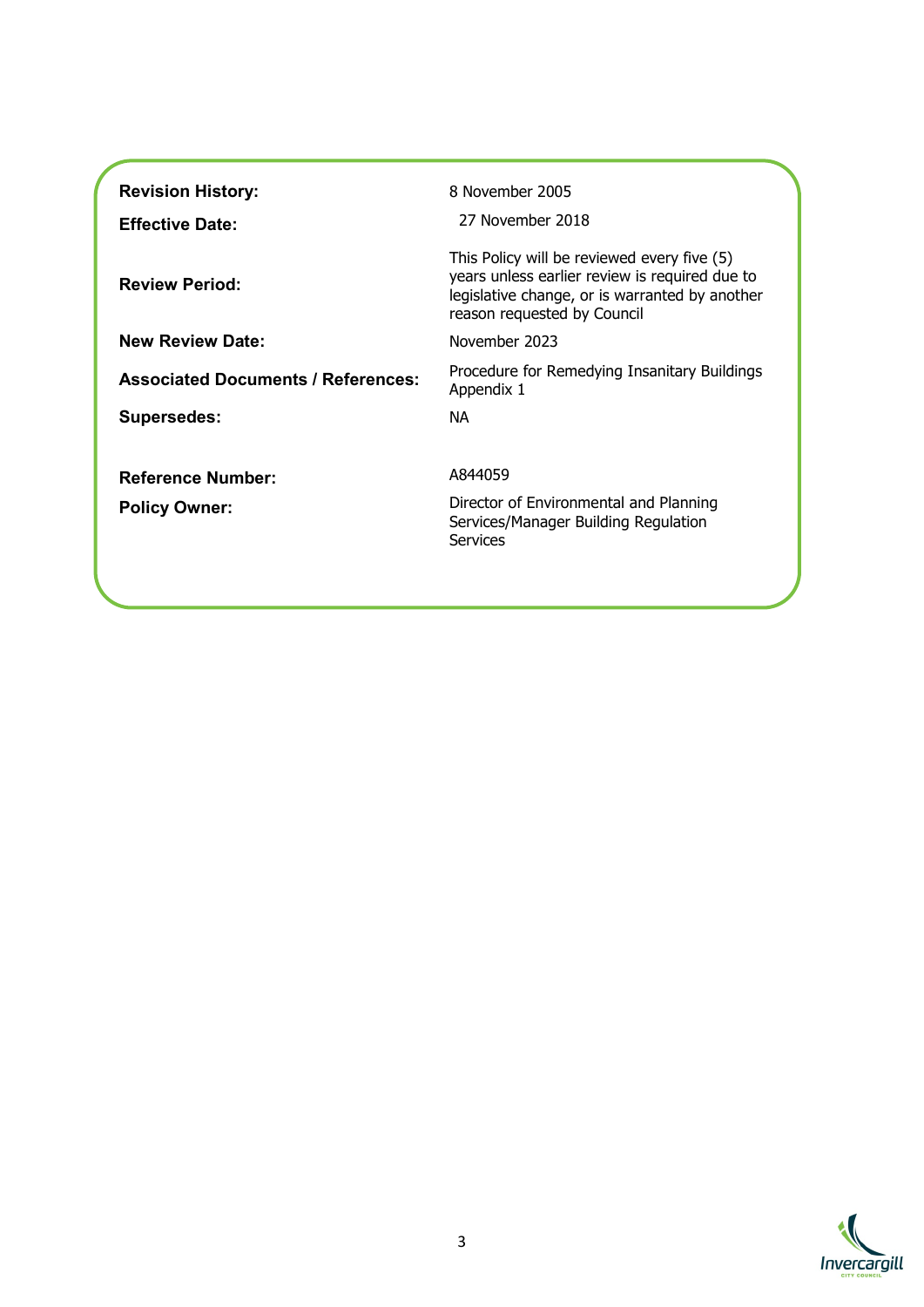| | |
|---|---|
| **Revision History:** | 8 November 2005 |
| **Effective Date:** | 27 November 2018 |
| **Review Period:** | This Policy will be reviewed every five (5) years unless earlier review is required due to legislative change, or is warranted by another reason requested by Council |
| **New Review Date:** | November 2023 |
| **Associated Documents / References:** | Procedure for Remedying Insanitary Buildings Appendix 1 |
| **Supersedes:** | NA |
| **Reference Number:** | A844059 |
| **Policy Owner:** | Director of Environmental and Planning Services/Manager Building Regulation Services |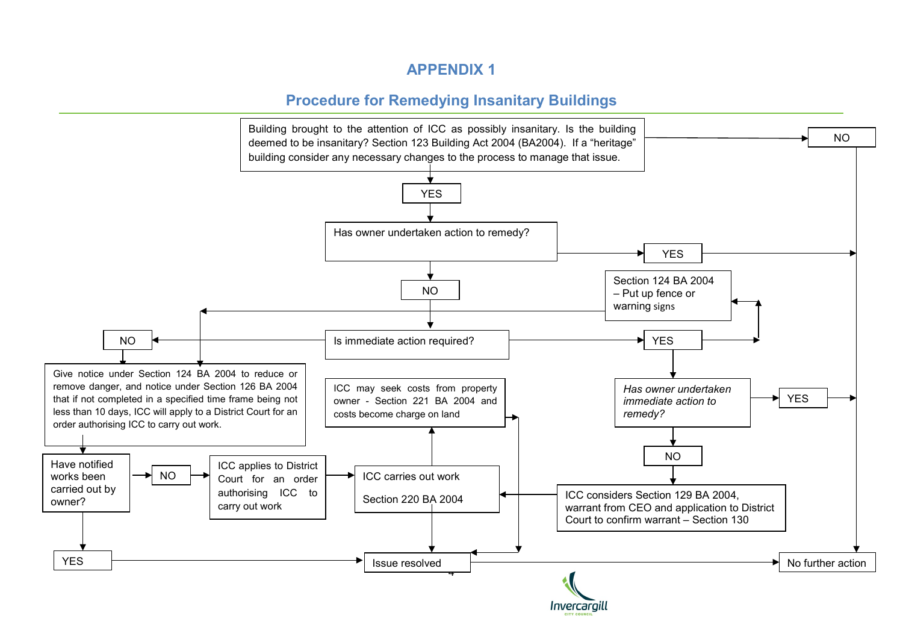## APPENDIX 1

## Procedure for Remedying Insanitary Buildings

Building brought to the attention of ICC as possibly insanitary. Is the building deemed to be insanitary? Section 123 Building Act 2004 (BA2004). If a "heritage" building consider any necessary changes to the process to manage that issue.

NO

YES

Has owner undertaken action to remedy?

YES

NO

Section 124 BA 2004 – Put up fence or warning signs

NO

Is immediate action required?

YES

Give notice under Section 124 BA 2004 to reduce or remove danger, and notice under Section 126 BA 2004 that if not completed in a specified time frame being not less than 10 days, ICC will apply to a District Court for an order authorising ICC to carry out work.

ICC may seek costs from property owner - Section 221 BA 2004 and costs become charge on land

*Has owner undertaken immediate action to remedy?*

YES

NO

Have notified works been carried out by owner?

NO

ICC applies to District Court for an order authorising ICC to carry out work

ICC carries out work

Section 220 BA 2004

ICC considers Section 129 BA 2004, warrant from CEO and application to District Court to confirm warrant – Section 130

YES

Issue resolved

No further action